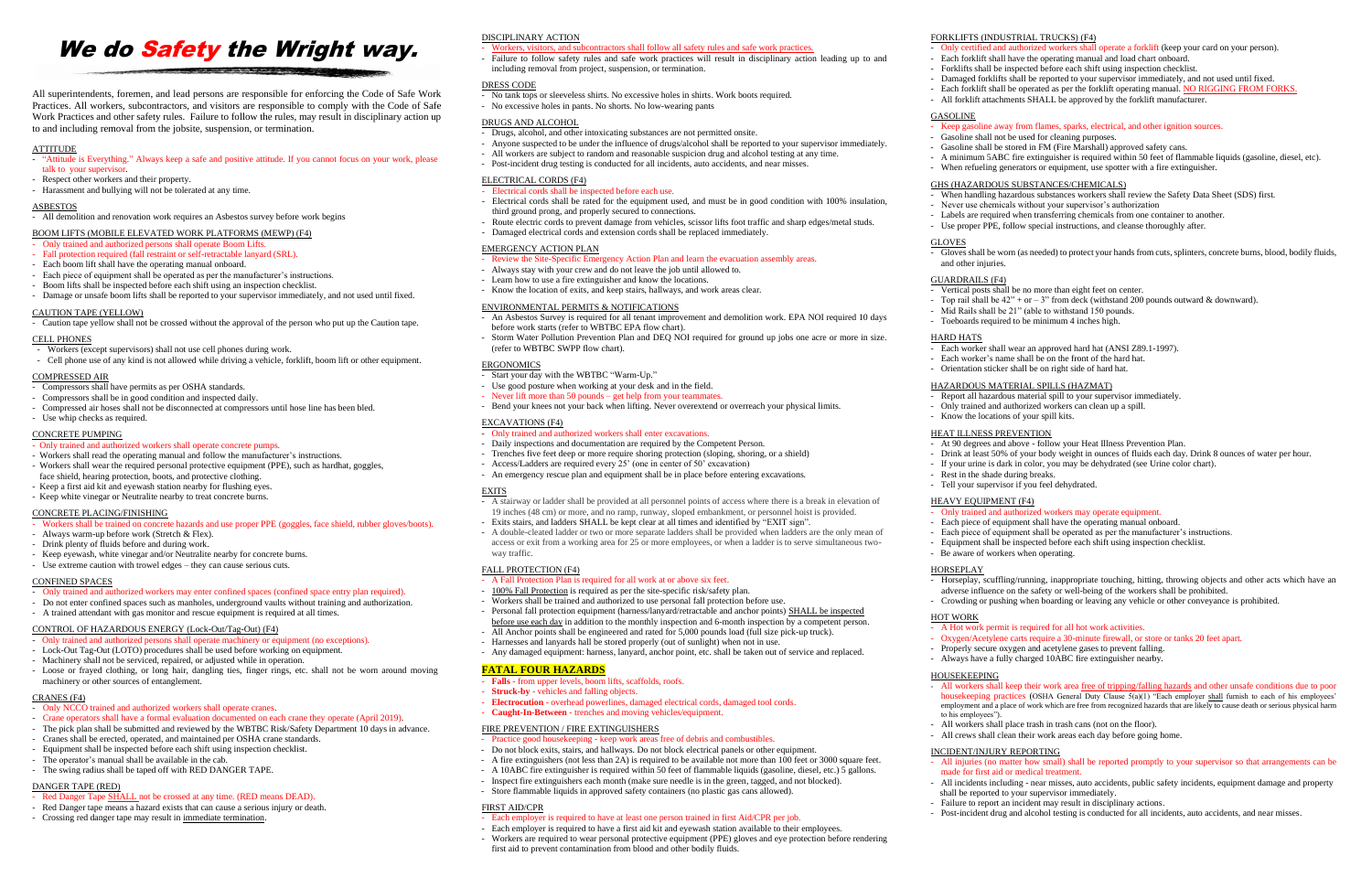# We do Safety the Wright way.

All superintendents, foremen, and lead persons are responsible for enforcing the Code of Safe Work Practices. All workers, subcontractors, and visitors are responsible to comply with the Code of Safe Work Practices and other safety rules. Failure to follow the rules, may result in disciplinary action up to and including removal from the jobsite, suspension, or termination.

## ATTITUDE

- "Attitude is Everything." Always keep a safe and positive attitude. If you cannot focus on your work, please talk to your supervisor.
- Respect other workers and their property.
- Harassment and bullying will not be tolerated at any time.

## ASBESTOS

- All demolition and renovation work requires an Asbestos survey before work begins

## BOOM LIFTS (MOBILE ELEVATED WORK PLATFORMS (MEWP) (F4)

- Only trained and authorized persons shall operate Boom Lifts.
- Fall protection required (fall restraint or self-retractable lanyard (SRL).
- Each boom lift shall have the operating manual onboard.
- Each piece of equipment shall be operated as per the manufacturer's instructions.
- Boom lifts shall be inspected before each shift using an inspection checklist.
- Damage or unsafe boom lifts shall be reported to your supervisor immediately, and not used until fixed.

## CAUTION TAPE (YELLOW)

- Caution tape yellow shall not be crossed without the approval of the person who put up the Caution tape.

## CELL PHONES

- Workers (except supervisors) shall not use cell phones during work.
- Cell phone use of any kind is not allowed while driving a vehicle, forklift, boom lift or other equipment.

## COMPRESSED AIR

- Compressors shall have permits as per OSHA standards.
- Compressors shall be in good condition and inspected daily.
- Compressed air hoses shall not be disconnected at compressors until hose line has been bled.
- Use whip checks as required.

## CONCRETE PUMPING

- Only trained and authorized workers shall operate concrete pumps.
- Workers shall read the operating manual and follow the manufacturer's instructions.
- Workers shall wear the required personal protective equipment (PPE), such as hardhat, goggles, face shield, hearing protection, boots, and protective clothing.
- Keep a first aid kit and eyewash station nearby for flushing eyes.
- Keep white vinegar or Neutralite nearby to treat concrete burns.

## CONCRETE PLACING/FINISHING

- Workers shall be trained on concrete hazards and use proper PPE (goggles, face shield, rubber gloves/boots).
- Always warm-up before work (Stretch & Flex).
- Drink plenty of fluids before and during work.
- Keep eyewash, white vinegar and/or Neutralite nearby for concrete burns.
- Use extreme caution with trowel edges – they can cause serious cuts.

## CONFINED SPACES

- Only trained and authorized workers may enter confined spaces (confined space entry plan required).
- Do not enter confined spaces such as manholes, underground vaults without training and authorization.
- A trained attendant with gas monitor and rescue equipment is required at all times.

## CONTROL OF HAZARDOUS ENERGY (Lock-Out/Tag-Out) (F4)

- Only trained and authorized persons shall operate machinery or equipment (no exceptions).
- Lock-Out Tag-Out (LOTO) procedures shall be used before working on equipment.
- Machinery shall not be serviced, repaired, or adjusted while in operation.
- Loose or frayed clothing, or long hair, dangling ties, finger rings, etc. shall not be worn around moving machinery or other sources of entanglement.

## CRANES (F4)

- Only NCCO trained and authorized workers shall operate cranes.
- Crane operators shall have a formal evaluation documented on each crane they operate (April 2019).
- The pick plan shall be submitted and reviewed by the WBTBC Risk/Safety Department 10 days in advance.
- Cranes shall be erected, operated, and maintained per OSHA crane standards.
- Equipment shall be inspected before each shift using inspection checklist.
- The operator's manual shall be available in the cab.
- The swing radius shall be taped off with RED DANGER TAPE.

## DANGER TAPE (RED)

- Red Danger Tape SHALL not be crossed at any time. (RED means DEAD).
- Red Danger tape means a hazard exists that can cause a serious injury or death.
- Crossing red danger tape may result in immediate termination.

## DISCIPLINARY ACTION

- Workers, visitors, and subcontractors shall follow all safety rules and safe work practices.
- Failure to follow safety rules and safe work practices will result in disciplinary action leading up to and including removal from project, suspension, or termination.

## DRESS CODE

- No tank tops or sleeveless shirts. No excessive holes in shirts. Work boots required.
- No excessive holes in pants. No shorts. No low-wearing pants

## DRUGS AND ALCOHOL

- Drugs, alcohol, and other intoxicating substances are not permitted onsite.
- Anyone suspected to be under the influence of drugs/alcohol shall be reported to your supervisor immediately.
- All workers are subject to random and reasonable suspicion drug and alcohol testing at any time.
- Post-incident drug testing is conducted for all incidents, auto accidents, and near misses.

## ELECTRICAL CORDS (F4)

- Electrical cords shall be inspected before each use.
- Electrical cords shall be rated for the equipment used, and must be in good condition with 100% insulation, third ground prong, and properly secured to connections.
- Route electric cords to prevent damage from vehicles, scissor lifts foot traffic and sharp edges/metal studs.
- Damaged electrical cords and extension cords shall be replaced immediately.

## EMERGENCY ACTION PLAN

- Review the Site-Specific Emergency Action Plan and learn the evacuation assembly areas.
- Always stay with your crew and do not leave the job until allowed to.
- Learn how to use a fire extinguisher and know the locations.
- Know the location of exits, and keep stairs, hallways, and work areas clear.

## ENVIRONMENTAL PERMITS & NOTIFICATIONS

- An Asbestos Survey is required for all tenant improvement and demolition work. EPA NOI required 10 days before work starts (refer to WBTBC EPA flow chart).
- Storm Water Pollution Prevention Plan and DEQ NOI required for ground up jobs one acre or more in size. (refer to WBTBC SWPP flow chart).

## ERGONOMICS

- Start your day with the WBTBC "Warm-Up."
- Use good posture when working at your desk and in the field.
- Never lift more than 50 pounds – get help from your teammates.
- Bend your knees not your back when lifting. Never overextend or overreach your physical limits.

## EXCAVATIONS (F4)

- Only trained and authorized workers shall enter excavations.
- Daily inspections and documentation are required by the Competent Person.
- Trenches five feet deep or more require shoring protection (sloping, shoring, or a shield)
- Access/Ladders are required every 25' (one in center of 50' excavation)
- An emergency rescue plan and equipment shall be in place before entering excavations.

## EXITS

- A stairway or ladder shall be provided at all personnel points of access where there is a break in elevation of 19 inches (48 cm) or more, and no ramp, runway, sloped embankment, or personnel hoist is provided.
- Exits stairs, and ladders SHALL be kept clear at all times and identified by "EXIT sign".
- A double-cleated ladder or two or more separate ladders shall be provided when ladders are the only mean of access or exit from a working area for 25 or more employees, or when a ladder is to serve simultaneous two-way traffic.

## FALL PROTECTION (F4)

- A Fall Protection Plan is required for all work at or above six feet.
- 100% Fall Protection is required as per the site-specific risk/safety plan.
- Workers shall be trained and authorized to use personal fall protection before use.
- Personal fall protection equipment (harness/lanyard/retractable and anchor points) SHALL be inspected before use each day in addition to the monthly inspection and 6-month inspection by a competent person.
- All Anchor points shall be engineered and rated for 5,000 pounds load (full size pick-up truck).
- Harnesses and lanyards hall be stored properly (out of sunlight) when not in use.
- Any damaged equipment: harness, lanyard, anchor point, etc. shall be taken out of service and replaced.

## FATAL FOUR HAZARDS

- **Falls** - from upper levels, boom lifts, scaffolds, roofs.
- **Struck-by** - vehicles and falling objects.
- **Electrocution** - overhead powerlines, damaged electrical cords, damaged tool cords.
- **Caught-In-Between** - trenches and moving vehicles/equipment.

## FIRE PREVENTION / FIRE EXTINGUISHERS

- Practice good housekeeping - keep work areas free of debris and combustibles.
- Do not block exits, stairs, and hallways. Do not block electrical panels or other equipment.
- A fire extinguishers (not less than 2A) is required to be available not more than 100 feet or 3000 square feet.
- A 10ABC fire extinguisher is required within 50 feet of flammable liquids (gasoline, diesel, etc.) 5 gallons.
- Inspect fire extinguishers each month (make sure needle is in the green, tagged, and not blocked).
- Store flammable liquids in approved safety containers (no plastic gas cans allowed).

## FIRST AID/CPR

- Each employer is required to have at least one person trained in first Aid/CPR per job.
- Each employer is required to have a first aid kit and eyewash station available to their employees.
- Workers are required to wear personal protective equipment (PPE) gloves and eye protection before rendering first aid to prevent contamination from blood and other bodily fluids.

## FORKLIFTS (INDUSTRIAL TRUCKS) (F4)

- Only certified and authorized workers shall operate a forklift (keep your card on your person).
- Each forklift shall have the operating manual and load chart onboard.
- Forklifts shall be inspected before each shift using inspection checklist.
- Damaged forklifts shall be reported to your supervisor immediately, and not used until fixed.
- Each forklift shall be operated as per the forklift operating manual. NO RIGGING FROM FORKS.
- All forklift attachments SHALL be approved by the forklift manufacturer.

## GASOLINE

- Keep gasoline away from flames, sparks, electrical, and other ignition sources.
- Gasoline shall not be used for cleaning purposes.
- Gasoline shall be stored in FM (Fire Marshall) approved safety cans.
- A minimum 5ABC fire extinguisher is required within 50 feet of flammable liquids (gasoline, diesel, etc).
- When refueling generators or equipment, use spotter with a fire extinguisher.

## GHS (HAZARDOUS SUBSTANCES/CHEMICALS)

- When handling hazardous substances workers shall review the Safety Data Sheet (SDS) first.
- Never use chemicals without your supervisor's authorization
- Labels are required when transferring chemicals from one container to another.
- Use proper PPE, follow special instructions, and cleanse thoroughly after.

## GLOVES

- Gloves shall be worn (as needed) to protect your hands from cuts, splinters, concrete burns, blood, bodily fluids, and other injuries.

## GUARDRAILS (F4)

- Vertical posts shall be no more than eight feet on center.
- Top rail shall be 42" + or – 3" from deck (withstand 200 pounds outward & downward).
- Mid Rails shall be 21" (able to withstand 150 pounds.
- Toeboards required to be minimum 4 inches high.

## HARD HATS

- Each worker shall wear an approved hard hat (ANSI Z89.1-1997).
- Each worker's name shall be on the front of the hard hat.
- Orientation sticker shall be on right side of hard hat.

## HAZARDOUS MATERIAL SPILLS (HAZMAT)

- Report all hazardous material spill to your supervisor immediately.
- Only trained and authorized workers can clean up a spill.
- Know the locations of your spill kits.

## HEAT ILLNESS PREVENTION

- At 90 degrees and above - follow your Heat Illness Prevention Plan.
- Drink at least 50% of your body weight in ounces of fluids each day. Drink 8 ounces of water per hour.
- If your urine is dark in color, you may be dehydrated (see Urine color chart).
- Rest in the shade during breaks.
- Tell your supervisor if you feel dehydrated.

## HEAVY EQUIPMENT (F4)

- Only trained and authorized workers may operate equipment.
- Each piece of equipment shall have the operating manual onboard.
- Each piece of equipment shall be operated as per the manufacturer's instructions.
- Equipment shall be inspected before each shift using inspection checklist.
- Be aware of workers when operating.

## HORSEPLAY

- Horseplay, scuffling/running, inappropriate touching, hitting, throwing objects and other acts which have an adverse influence on the safety or well-being of the workers shall be prohibited.
- Crowding or pushing when boarding or leaving any vehicle or other conveyance is prohibited.

## HOT WORK

- A Hot work permit is required for all hot work activities.
- Oxygen/Acetylene carts require a 30-minute firewall, or store or tanks 20 feet apart.
- Properly secure oxygen and acetylene gases to prevent falling.
- Always have a fully charged 10ABC fire extinguisher nearby.

## HOUSEKEEPING

- All workers shall keep their work area free of tripping/falling hazards and other unsafe conditions due to poor housekeeping practices (OSHA General Duty Clause 5(a)(1) "Each employer shall furnish to each of his employees' employment and a place of work which are free from recognized hazards that are likely to cause death or serious physical harm to his employees").
- All workers shall place trash in trash cans (not on the floor).
- All crews shall clean their work areas each day before going home.

## INCIDENT/INJURY REPORTING

- All injuries (no matter how small) shall be reported promptly to your supervisor so that arrangements can be made for first aid or medical treatment.
- All incidents including - near misses, auto accidents, public safety incidents, equipment damage and property shall be reported to your supervisor immediately.
- Failure to report an incident may result in disciplinary actions.
- Post-incident drug and alcohol testing is conducted for all incidents, auto accidents, and near misses.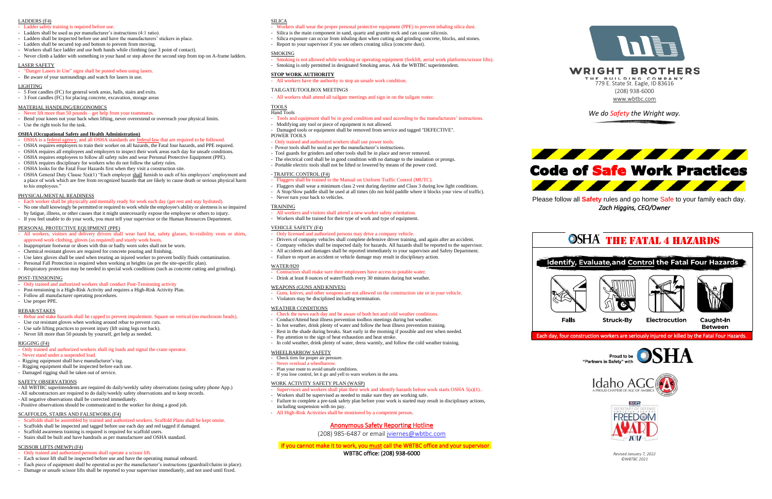## LADDERS (F4)

- Ladder safety training is required before use.
- Ladders shall be used as per manufacturer's instructions (4:1 ratio).
- Ladders shall be inspected before use and have the manufacturers' stickers in place.
- Ladders shall be secured top and bottom to prevent from moving.
- Workers shall face ladder and use both hands while climbing (use 3 point of contact).
- Never climb a ladder with something in your hand or step above the second step from top on A-frame ladders.

## LASER SAFETY

- "Danger Lasers in Use" signs shall be posted when using lasers.
- Be aware of your surroundings and watch for lasers in use.

## LIGHTING

- 5 Foot candles (FC) for general work areas, halls, stairs and exits.
- 3 Foot candles (FC) for placing concrete, excavation, storage areas

## MATERIAL HANDLING/ERGONOMICS

- Never lift more than 50 pounds – get help from your teammates.
- Bend your knees not your back when lifting, never overextend or overreach your physical limits.
- Use the right tools for the task.

## OSHA (Occupational Safety and Health Administration)

- OSHA is a federal agency, and all OSHA standards are federal law that are required to be followed.
- OSHA requires employers to train their worker on all hazards, the Fatal four hazards, and PPE required.
- OSHA requires all employees and employers to inspect their work areas each day for unsafe conditions.
- OSHA requires employees to follow all safety rules and wear Personal Protective Equipment (PPE).
- OSHA requires disciplinary for workers who do not follow the safety rules.
- OSHA looks for the Fatal Four Hazards first when they visit a construction site.
- OSHA General Duty Clause 5(a)(1) "Each employer shall furnish to each of his employees' employment and a place of work which are free from recognized hazards that are likely to cause death or serious physical harm to his employees."

## PHYSICAL/MENTAL READINESS

- Each worker shall be physically and mentally ready for work each day (get rest and stay hydrated).
- No one shall knowingly be permitted or required to work while the employee's ability or alertness is so impaired by fatigue, illness, or other causes that it might unnecessarily expose the employee or others to injury.
- If you feel unable to do your work, you must tell your supervisor or the Human Resources Department.

## PERSONAL PROTECTIVE EQUIPMENT (PPE)

- All workers, visitors and delivery drivers shall wear hard hat, safety glasses, hi-visibility vests or shirts, approved work clothing, gloves (as required) and sturdy work boots.
- Inappropriate footwear or shoes with thin or badly worn soles shall not be worn.
- Chemical resistant gloves are required for concrete pouring and finishing.
- Use latex gloves shall be used when treating an injured worker to prevent bodily fluids contamination.
- Personal Fall Protection is required when working at heights (as per the site-specific plan).
- Respiratory protection may be needed in special work conditions (such as concrete cutting and grinding).

## POST-TENSIONING

- Only trained and authorized workers shall conduct Post-Tensioning activity
- Post-tensioning is a High-Risk Activity and requires a High-Risk Activity Plan.
- Follow all manufacturer operating procedures.
- Use proper PPE.

## REBAR/STAKES

- Rebar and stake hazards shall be capped to prevent impalement. Square on vertical (no mushroom heads).
- Use cut resistant gloves when working around rebar to prevent cuts.
- Use safe lifting practices to prevent injury (lift using legs not back).
- Never lift more than 50 pounds by yourself, get help as needed.

## RIGGING (F4)

- Only trained and authorized workers shall rig loads and signal the crane operator.
- Never stand under a suspended load.
- Rigging equipment shall have manufacturer's tag.
- Rigging equipment shall be inspected before each use.
- Damaged rigging shall be taken out of service.

## SAFETY OBSERVATIONS

- All WBTBC superintendents are required do daily/weekly safety observations (using safety phone App.)
- All subcontractors are required to do daily/weekly safety observations and to keep records.
- All negative observations shall be corrected immediately.
- Positive observations should be communicated to the worker for doing a good job.

## SCAFFOLDS, STAIRS AND FALSEWORK (F4)

- Scaffolds shall be assembled by trained and authorized workers. Scaffold Plans shall be kept onsite.
- Scaffolds shall be inspected and tagged before use each day and red tagged if damaged.
- Scaffold awareness training is required is required for scaffold users.
- Stairs shall be built and have handrails as per manufacturer and OSHA standard.

## SCISSOR LIFTS (MEWP) (F4)

- Only trained and authorized persons shall operate a scissor lift.
- Each scissor lift shall be inspected before use and have the operating manual onboard.
- Each piece of equipment shall be operated as per the manufacturer's instructions (guardrail/chains in place).
- Damage or unsafe scissor lifts shall be reported to your supervisor immediately, and not used until fixed.

## SILICA

- Workers shall wear the proper personal protective equipment (PPE) to prevent inhaling silica dust.
- Silica is the main component in sand, quartz and granite rock and can cause silicosis.
- Silica exposure can occur from inhaling dust when cutting and grinding concrete, blocks, and stones.
- Report to your supervisor if you see others creating silica (concrete dust).

## SMOKING

- Smoking is not allowed while working or operating equipment (forklift, aerial work platforms/scissor lifts).
- Smoking is only permitted in designated Smoking areas. Ask the WBTBC superintendent.

## STOP WORK AUTHORITY

- All workers have the authority to stop an unsafe work condition.

## TAILGATE/TOOLBOX MEETINGS

- All workers shall attend all tailgate meetings and sign in on the tailgate roster.

## TOOLS

Hand Tools

- Tools and equipment shall be in good condition and used according to the manufacturers' instructions.
- Modifying any tool or piece of equipment is not allowed.
- Damaged tools or equipment shall be removed from service and tagged "DEFECTIVE".

POWER TOOLS

- Only trained and authorized workers shall use power tools.
- Power tools shall be used as per the manufacturer's instructions.
- Tool guards for grinders and other tools shall be in place and never removed.
- The electrical cord shall be in good condition with no damage to the insulation or prongs.
- Portable electric tools shall not be lifted or lowered by means of the power cord.

## TRAFFIC CONTROL (F4)

- Flaggers shall be trained to the Manual on Uniform Traffic Control (MUTC).
- Flaggers shall wear a minimum class 2 vest during daytime and Class 3 during low light conditions.
- A Stop/Slow paddle shall be used at all times (do not hold paddle where it blocks your view of traffic).
- Never turn your back to vehicles.

## TRAINING

- All workers and visitors shall attend a new worker safety orientation.
- Workers shall be trained for their type of work and type of equipment.

## VEHICLE SAFETY (F4)

- Only licensed and authorized persons may drive a company vehicle.
- Drivers of company vehicles shall complete defensive driver training, and again after an accident.
- Company vehicles shall be inspected daily for hazards. All hazards shall be reported to the supervisor.
- All accidents and damages shall be reported immediately to your supervisor and Safety Department.
- Failure to report an accident or vehicle damage may result in disciplinary action.

## WATER/H20

- Contractors shall make sure their employees have access to potable water.
- Drink at least 8 ounces of water/fluids every 30 minutes during hot weather.

## WEAPONS (GUNS AND KNIVES)

- Guns, knives, and other weapons are not allowed on the construction site or in your vehicle.
- Violators may be disciplined including termination.

## WEATHER CONDITIONS

- Check the news each day and be aware of both hot and cold weather conditions.
- Conduct/Attend heat illness prevention toolbox meetings during hot weather.
- In hot weather, drink plenty of water and follow the heat illness prevention training.
- Rest in the shade during breaks. Start early in the morning if possible and rest when needed.
- Pay attention to the sign of heat exhaustion and heat stroke.
- In cold weather, drink plenty of water, dress warmly, and follow the cold weather training.

## WHEELBARROW SAFETY

- Check tires for proper air pressure.
- Never overload a wheelbarrow.
- Plan your route to avoid unsafe conditions.
- If you lose control, let it go and yell to warn workers in the area.

## WORK ACTIVITY SAFETY PLAN (WASP)

- Supervisors and workers shall plan their work and identify hazards before work starts OSHA 5(a)(1)..
- Workers shall be supervised as needed to make sure they are working safe.
- Failure to complete a pre-task safety plan before your work is started may result in disciplinary actions, including suspension with no pay.
- All High-Risk Activities shall be monitored by a competent person.

**Anonymous Safety Reporting Hotline**

(208) 985-6487 or email jviernes@wbtbc.com

**If you cannot make it to work, you must call the WBTBC office and your supervisor.**

**WBTBC office: (208) 938-6000**

WRIGHT BROTHERS

THE BUILDING COMPANY

779 E. State St. Eagle, ID 83616

(208) 938-6000

www.wbtbc.com

*We do Safety the Wright way.*

# Code of Safe Work Practices

Please follow all **Safety** rules and go home Safe to your family each day.

*Zach Higgins, CEO/Owner*

## OSHA THE FATAL 4 HAZARDS

**Identify, Evaluate, and Control the Fatal Four Hazards**

Falls

Struck-By

Electrocution

Caught-In Between

**Each day, four construction workers are seriously injured or killed by the Fatal Four Hazards.**

Proud to be "Partners in Safety" with OSHA

Idaho AGC

A PROUD CHAPTER OF AGC OF AMERICA

ESGR

SECRETARY OF DEFENSE

EMPLOYER SUPPORT

FREEDOM AWARD 2017

*Revised January 7, 2022*

*©WBTBC 2021*